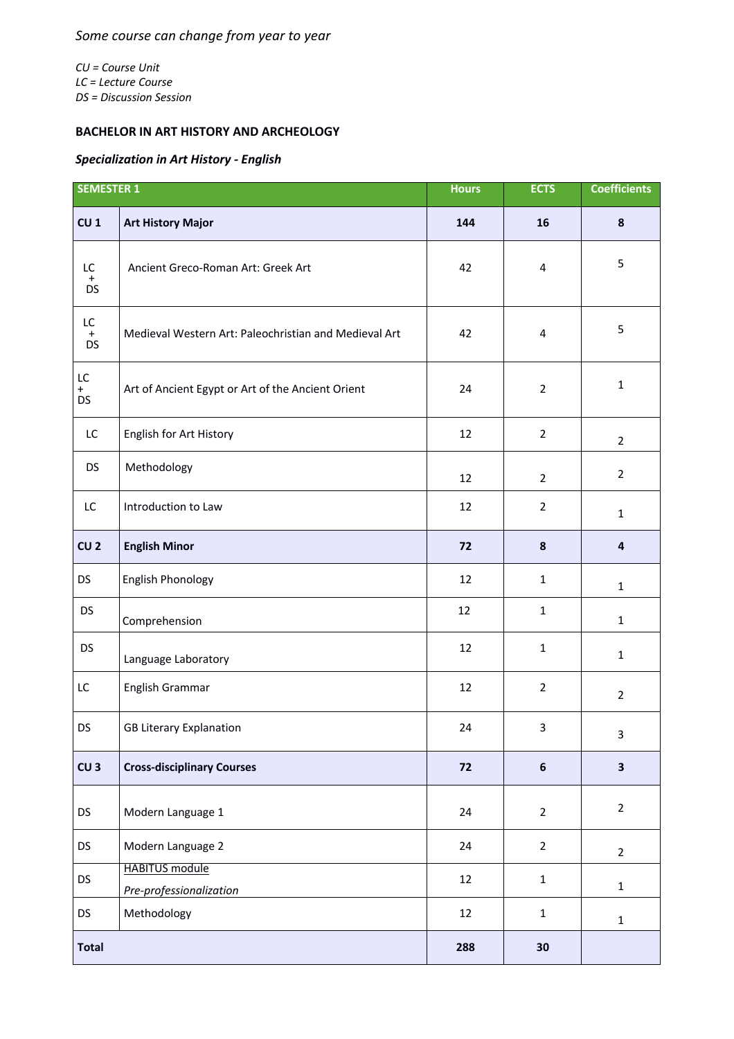*Some course can change from year to year*

*CU = Course Unit*
*LC = Lecture Course*
*DS = Discussion Session*

**BACHELOR IN ART HISTORY AND ARCHEOLOGY**

***Specialization in Art History - English***

| SEMESTER 1 | | Hours | ECTS | Coefficients |
|---|---|---|---|---|
| **CU 1** | **Art History Major** | **144** | **16** | **8** |
| LC + DS | Ancient Greco-Roman Art: Greek Art | 42 | 4 | 5 |
| LC + DS | Medieval Western Art: Paleochristian and Medieval Art | 42 | 4 | 5 |
| LC + DS | Art of Ancient Egypt or Art of the Ancient Orient | 24 | 2 | 1 |
| LC | English for Art History | 12 | 2 | 2 |
| DS | Methodology | 12 | 2 | 2 |
| LC | Introduction to Law | 12 | 2 | 1 |
| **CU 2** | **English Minor** | **72** | **8** | **4** |
| DS | English Phonology | 12 | 1 | 1 |
| DS | Comprehension | 12 | 1 | 1 |
| DS | Language Laboratory | 12 | 1 | 1 |
| LC | English Grammar | 12 | 2 | 2 |
| DS | GB Literary Explanation | 24 | 3 | 3 |
| **CU 3** | **Cross-disciplinary Courses** | **72** | **6** | **3** |
| DS | Modern Language 1 | 24 | 2 | 2 |
| DS | Modern Language 2 | 24 | 2 | 2 |
| DS | HABITUS module *Pre-professionalization* | 12 | 1 | 1 |
| DS | Methodology | 12 | 1 | 1 |
| **Total** | | **288** | **30** | |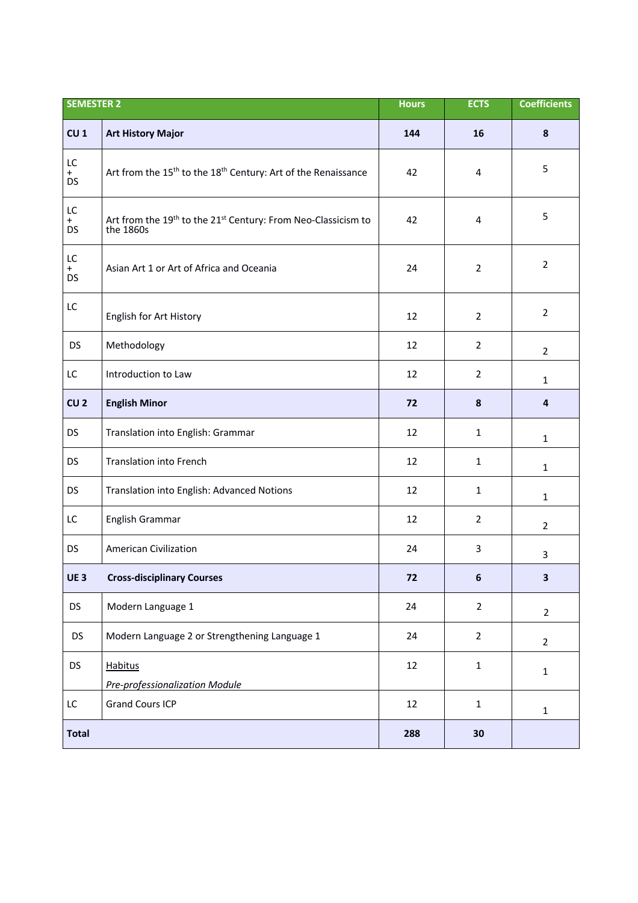| SEMESTER 2 | | Hours | ECTS | Coefficients |
|---|---|---|---|---|
| **CU 1** | **Art History Major** | **144** | **16** | **8** |
| LC + DS | Art from the 15th to the 18th Century: Art of the Renaissance | 42 | 4 | 5 |
| LC + DS | Art from the 19th to the 21st Century: From Neo-Classicism to the 1860s | 42 | 4 | 5 |
| LC + DS | Asian Art 1 or Art of Africa and Oceania | 24 | 2 | 2 |
| LC | English for Art History | 12 | 2 | 2 |
| DS | Methodology | 12 | 2 | 2 |
| LC | Introduction to Law | 12 | 2 | 1 |
| **CU 2** | **English Minor** | **72** | **8** | **4** |
| DS | Translation into English: Grammar | 12 | 1 | 1 |
| DS | Translation into French | 12 | 1 | 1 |
| DS | Translation into English: Advanced Notions | 12 | 1 | 1 |
| LC | English Grammar | 12 | 2 | 2 |
| DS | American Civilization | 24 | 3 | 3 |
| **UE 3** | **Cross-disciplinary Courses** | **72** | **6** | **3** |
| DS | Modern Language 1 | 24 | 2 | 2 |
| DS | Modern Language 2 or Strengthening Language 1 | 24 | 2 | 2 |
| DS | Habitus *Pre-professionalization Module* | 12 | 1 | 1 |
| LC | Grand Cours ICP | 12 | 1 | 1 |
| **Total** | | **288** | **30** | |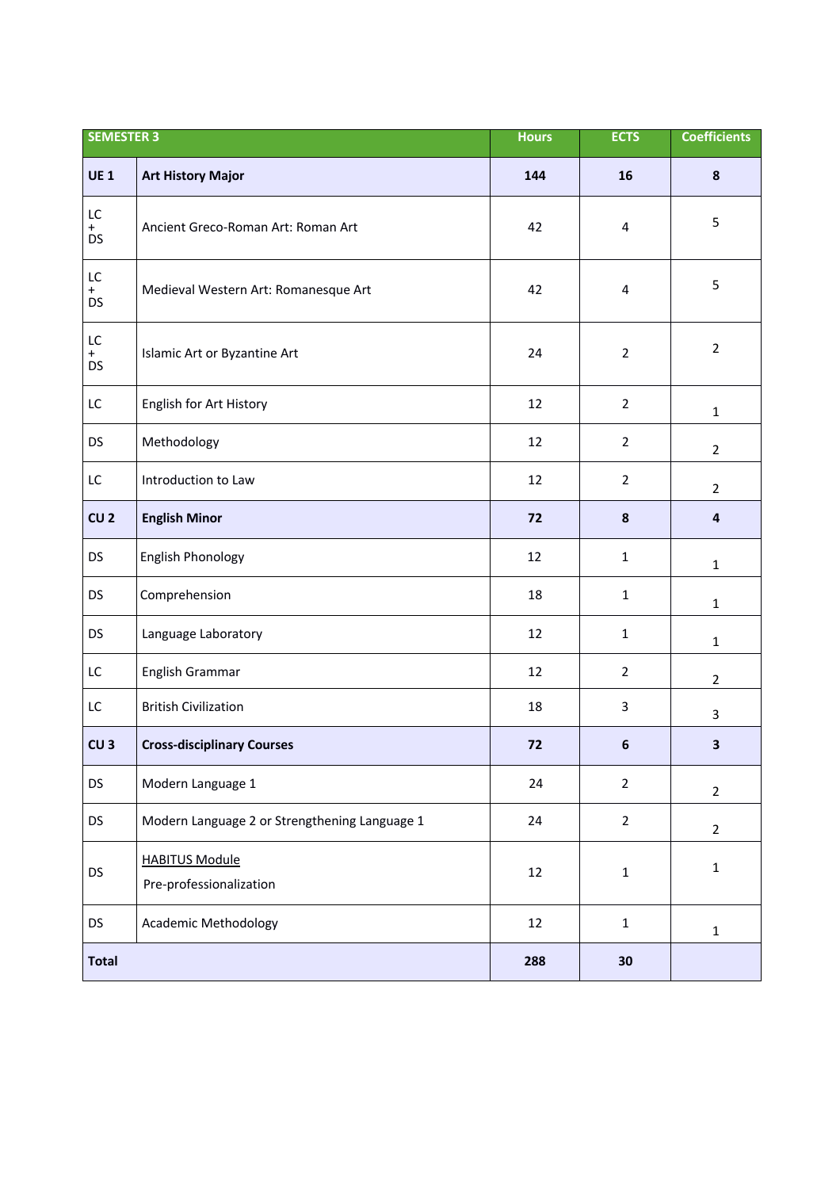| SEMESTER 3 | | Hours | ECTS | Coefficients |
|---|---|---|---|---|
| **UE 1** | **Art History Major** | **144** | **16** | **8** |
| LC + DS | Ancient Greco-Roman Art: Roman Art | 42 | 4 | 5 |
| LC + DS | Medieval Western Art: Romanesque Art | 42 | 4 | 5 |
| LC + DS | Islamic Art or Byzantine Art | 24 | 2 | 2 |
| LC | English for Art History | 12 | 2 | 1 |
| DS | Methodology | 12 | 2 | 2 |
| LC | Introduction to Law | 12 | 2 | 2 |
| **CU 2** | **English Minor** | **72** | **8** | **4** |
| DS | English Phonology | 12 | 1 | 1 |
| DS | Comprehension | 18 | 1 | 1 |
| DS | Language Laboratory | 12 | 1 | 1 |
| LC | English Grammar | 12 | 2 | 2 |
| LC | British Civilization | 18 | 3 | 3 |
| **CU 3** | **Cross-disciplinary Courses** | **72** | **6** | **3** |
| DS | Modern Language 1 | 24 | 2 | 2 |
| DS | Modern Language 2 or Strengthening Language 1 | 24 | 2 | 2 |
| DS | HABITUS Module Pre-professionalization | 12 | 1 | 1 |
| DS | Academic Methodology | 12 | 1 | 1 |
| **Total** | | **288** | **30** | |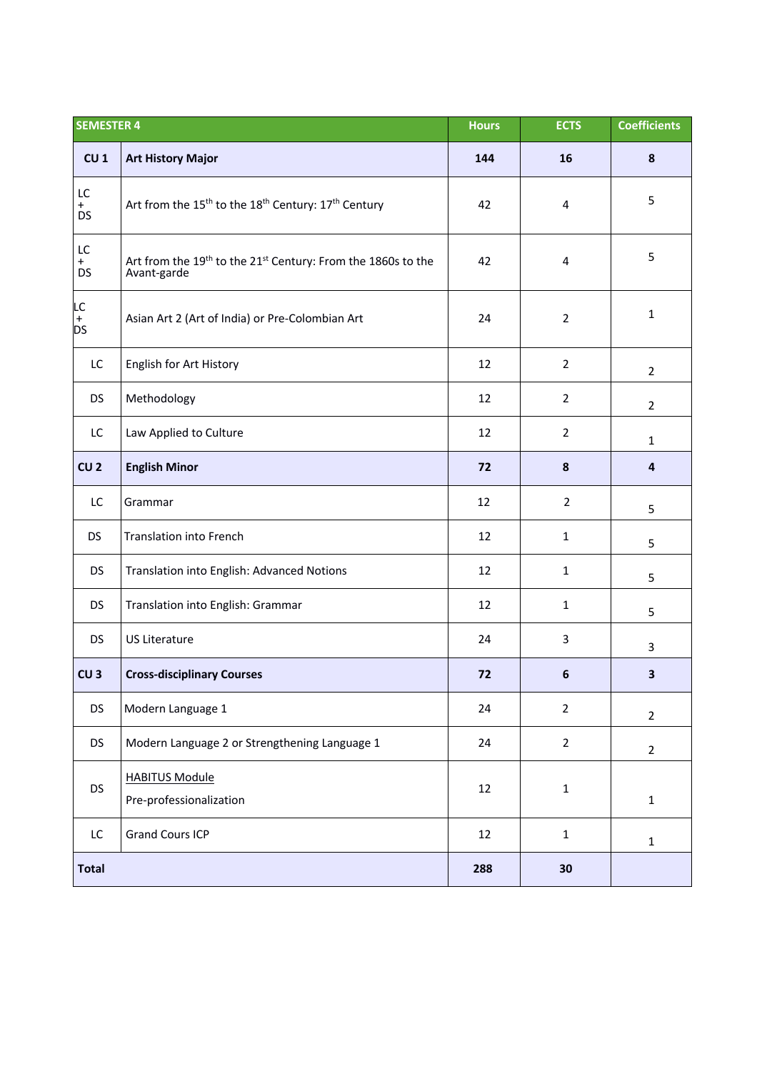| SEMESTER 4 | | Hours | ECTS | Coefficients |
|---|---|---|---|---|
| **CU 1** | **Art History Major** | **144** | **16** | **8** |
| LC + DS | Art from the 15th to the 18th Century: 17th Century | 42 | 4 | 5 |
| LC + DS | Art from the 19th to the 21st Century: From the 1860s to the Avant-garde | 42 | 4 | 5 |
| LC + DS | Asian Art 2 (Art of India) or Pre-Colombian Art | 24 | 2 | 1 |
| LC | English for Art History | 12 | 2 | 2 |
| DS | Methodology | 12 | 2 | 2 |
| LC | Law Applied to Culture | 12 | 2 | 1 |
| **CU 2** | **English Minor** | **72** | **8** | **4** |
| LC | Grammar | 12 | 2 | 5 |
| DS | Translation into French | 12 | 1 | 5 |
| DS | Translation into English: Advanced Notions | 12 | 1 | 5 |
| DS | Translation into English: Grammar | 12 | 1 | 5 |
| DS | US Literature | 24 | 3 | 3 |
| **CU 3** | **Cross-disciplinary Courses** | **72** | **6** | **3** |
| DS | Modern Language 1 | 24 | 2 | 2 |
| DS | Modern Language 2 or Strengthening Language 1 | 24 | 2 | 2 |
| DS | HABITUS Module<br>Pre-professionalization | 12 | 1 | 1 |
| LC | Grand Cours ICP | 12 | 1 | 1 |
| **Total** | | **288** | **30** | |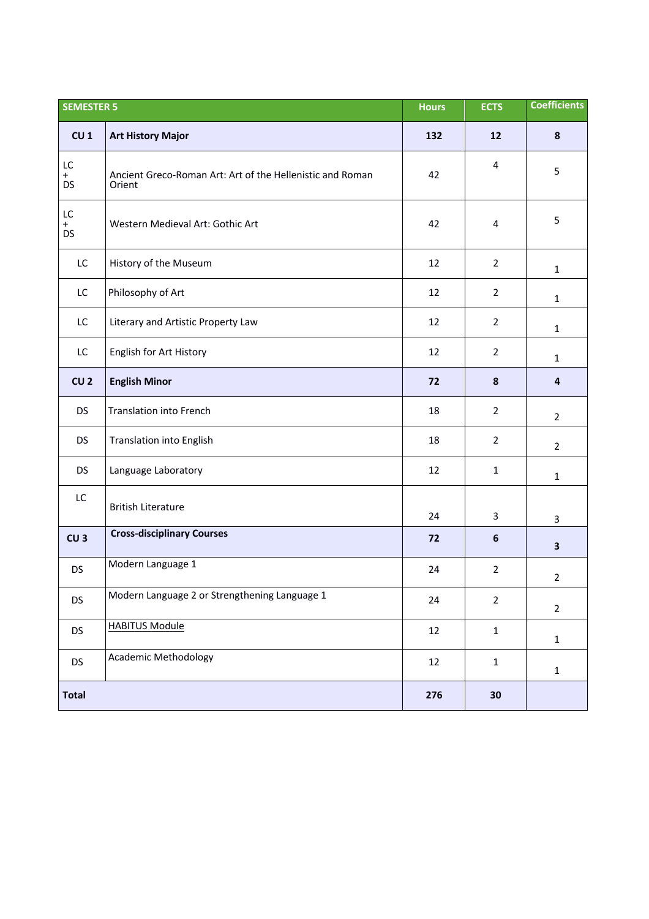| SEMESTER 5 | | Hours | ECTS | Coefficients |
|---|---|---|---|---|
| **CU 1** | **Art History Major** | **132** | **12** | **8** |
| LC + DS | Ancient Greco-Roman Art: Art of the Hellenistic and Roman Orient | 42 | 4 | 5 |
| LC + DS | Western Medieval Art: Gothic Art | 42 | 4 | 5 |
| LC | History of the Museum | 12 | 2 | 1 |
| LC | Philosophy of Art | 12 | 2 | 1 |
| LC | Literary and Artistic Property Law | 12 | 2 | 1 |
| LC | English for Art History | 12 | 2 | 1 |
| **CU 2** | **English Minor** | **72** | **8** | **4** |
| DS | Translation into French | 18 | 2 | 2 |
| DS | Translation into English | 18 | 2 | 2 |
| DS | Language Laboratory | 12 | 1 | 1 |
| LC | British Literature | 24 | 3 | 3 |
| **CU 3** | **Cross-disciplinary Courses** | **72** | **6** | **3** |
| DS | Modern Language 1 | 24 | 2 | 2 |
| DS | Modern Language 2 or Strengthening Language 1 | 24 | 2 | 2 |
| DS | HABITUS Module | 12 | 1 | 1 |
| DS | Academic Methodology | 12 | 1 | 1 |
| **Total** | | **276** | **30** | |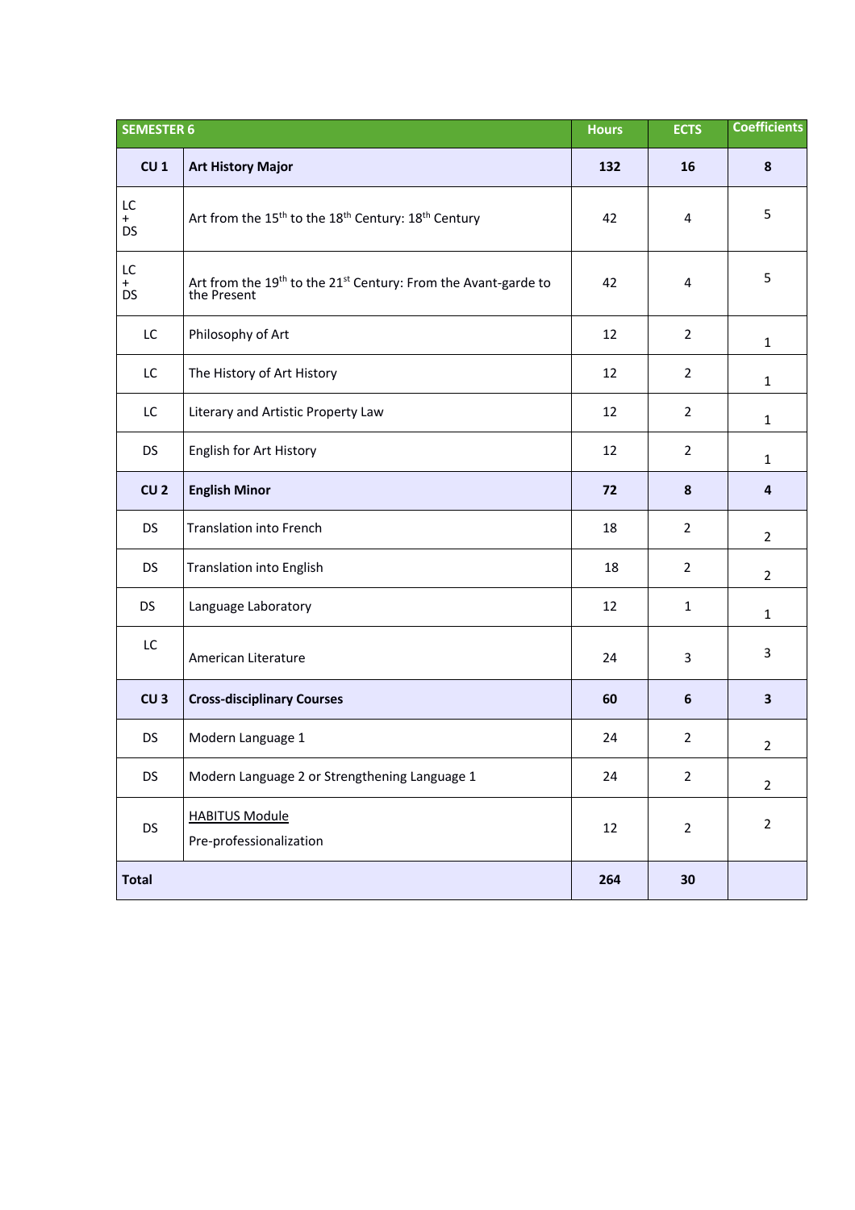| SEMESTER 6 | | Hours | ECTS | Coefficients |
|---|---|---|---|---|
| **CU 1** | **Art History Major** | **132** | **16** | **8** |
| LC + DS | Art from the 15th to the 18th Century: 18th Century | 42 | 4 | 5 |
| LC + DS | Art from the 19th to the 21st Century: From the Avant-garde to the Present | 42 | 4 | 5 |
| LC | Philosophy of Art | 12 | 2 | 1 |
| LC | The History of Art History | 12 | 2 | 1 |
| LC | Literary and Artistic Property Law | 12 | 2 | 1 |
| DS | English for Art History | 12 | 2 | 1 |
| **CU 2** | **English Minor** | **72** | **8** | **4** |
| DS | Translation into French | 18 | 2 | 2 |
| DS | Translation into English | 18 | 2 | 2 |
| DS | Language Laboratory | 12 | 1 | 1 |
| LC | American Literature | 24 | 3 | 3 |
| **CU 3** | **Cross-disciplinary Courses** | **60** | **6** | **3** |
| DS | Modern Language 1 | 24 | 2 | 2 |
| DS | Modern Language 2 or Strengthening Language 1 | 24 | 2 | 2 |
| DS | HABITUS Module<br>Pre-professionalization | 12 | 2 | 2 |
| **Total** | | **264** | **30** | |